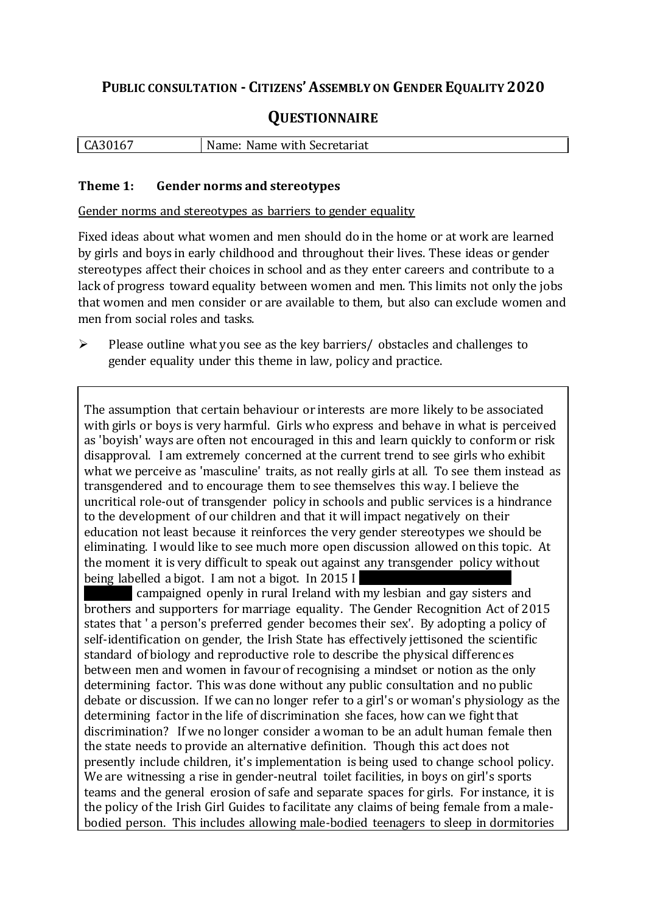# PUBLIC CONSULTATION - CITIZENS' ASSEMBLY ON GENDER EQUALITY 2020

## QUESTIONNAIRE

| CA30167 | Name: Name with Secretariat |
|---|---|

**Theme 1: Gender norms and stereotypes**

Gender norms and stereotypes as barriers to gender equality

Fixed ideas about what women and men should do in the home or at work are learned by girls and boys in early childhood and throughout their lives. These ideas or gender stereotypes affect their choices in school and as they enter careers and contribute to a lack of progress toward equality between women and men. This limits not only the jobs that women and men consider or are available to them, but also can exclude women and men from social roles and tasks.

- Please outline what you see as the key barriers/ obstacles and challenges to gender equality under this theme in law, policy and practice.

The assumption that certain behaviour or interests are more likely to be associated with girls or boys is very harmful. Girls who express and behave in what is perceived as 'boyish' ways are often not encouraged in this and learn quickly to conform or risk disapproval. I am extremely concerned at the current trend to see girls who exhibit what we perceive as 'masculine' traits, as not really girls at all. To see them instead as transgendered and to encourage them to see themselves this way. I believe the uncritical role-out of transgender policy in schools and public services is a hindrance to the development of our children and that it will impact negatively on their education not least because it reinforces the very gender stereotypes we should be eliminating. I would like to see much more open discussion allowed on this topic. At the moment it is very difficult to speak out against any transgender policy without being labelled a bigot. I am not a bigot. In 2015 I [REDACTED] campaigned openly in rural Ireland with my lesbian and gay sisters and brothers and supporters for marriage equality. The Gender Recognition Act of 2015 states that ' a person's preferred gender becomes their sex'. By adopting a policy of self-identification on gender, the Irish State has effectively jettisoned the scientific standard of biology and reproductive role to describe the physical differences between men and women in favour of recognising a mindset or notion as the only determining factor. This was done without any public consultation and no public debate or discussion. If we can no longer refer to a girl's or woman's physiology as the determining factor in the life of discrimination she faces, how can we fight that discrimination? If we no longer consider a woman to be an adult human female then the state needs to provide an alternative definition. Though this act does not presently include children, it's implementation is being used to change school policy. We are witnessing a rise in gender-neutral toilet facilities, in boys on girl's sports teams and the general erosion of safe and separate spaces for girls. For instance, it is the policy of the Irish Girl Guides to facilitate any claims of being female from a male-bodied person. This includes allowing male-bodied teenagers to sleep in dormitories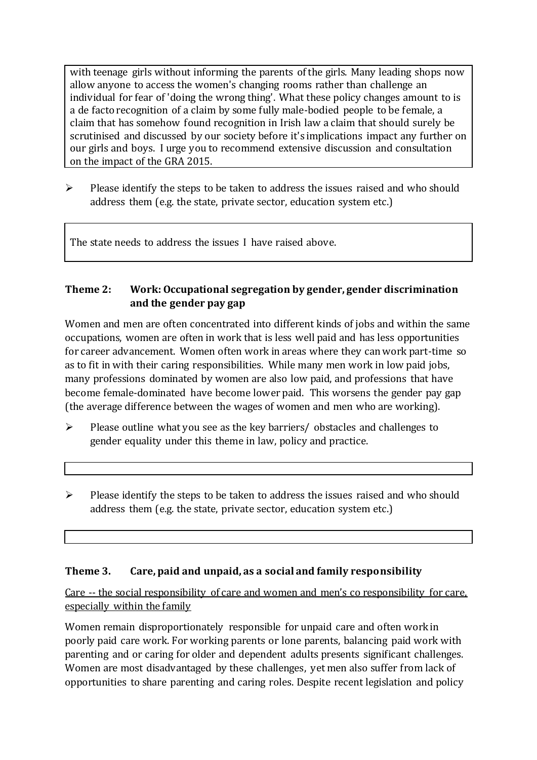with teenage girls without informing the parents of the girls. Many leading shops now allow anyone to access the women's changing rooms rather than challenge an individual for fear of 'doing the wrong thing'. What these policy changes amount to is a de facto recognition of a claim by some fully male-bodied people to be female, a claim that has somehow found recognition in Irish law a claim that should surely be scrutinised and discussed by our society before it's implications impact any further on our girls and boys. I urge you to recommend extensive discussion and consultation on the impact of the GRA 2015.

- Please identify the steps to be taken to address the issues raised and who should address them (e.g. the state, private sector, education system etc.)

The state needs to address the issues I have raised above.

### Theme 2: Work: Occupational segregation by gender, gender discrimination and the gender pay gap

Women and men are often concentrated into different kinds of jobs and within the same occupations, women are often in work that is less well paid and has less opportunities for career advancement. Women often work in areas where they can work part-time so as to fit in with their caring responsibilities. While many men work in low paid jobs, many professions dominated by women are also low paid, and professions that have become female-dominated have become lower paid. This worsens the gender pay gap (the average difference between the wages of women and men who are working).

- Please outline what you see as the key barriers/ obstacles and challenges to gender equality under this theme in law, policy and practice.

- Please identify the steps to be taken to address the issues raised and who should address them (e.g. the state, private sector, education system etc.)

### Theme 3. Care, paid and unpaid, as a social and family responsibility

Care -- the social responsibility of care and women and men's co responsibility for care, especially within the family

Women remain disproportionately responsible for unpaid care and often work in poorly paid care work. For working parents or lone parents, balancing paid work with parenting and or caring for older and dependent adults presents significant challenges. Women are most disadvantaged by these challenges, yet men also suffer from lack of opportunities to share parenting and caring roles. Despite recent legislation and policy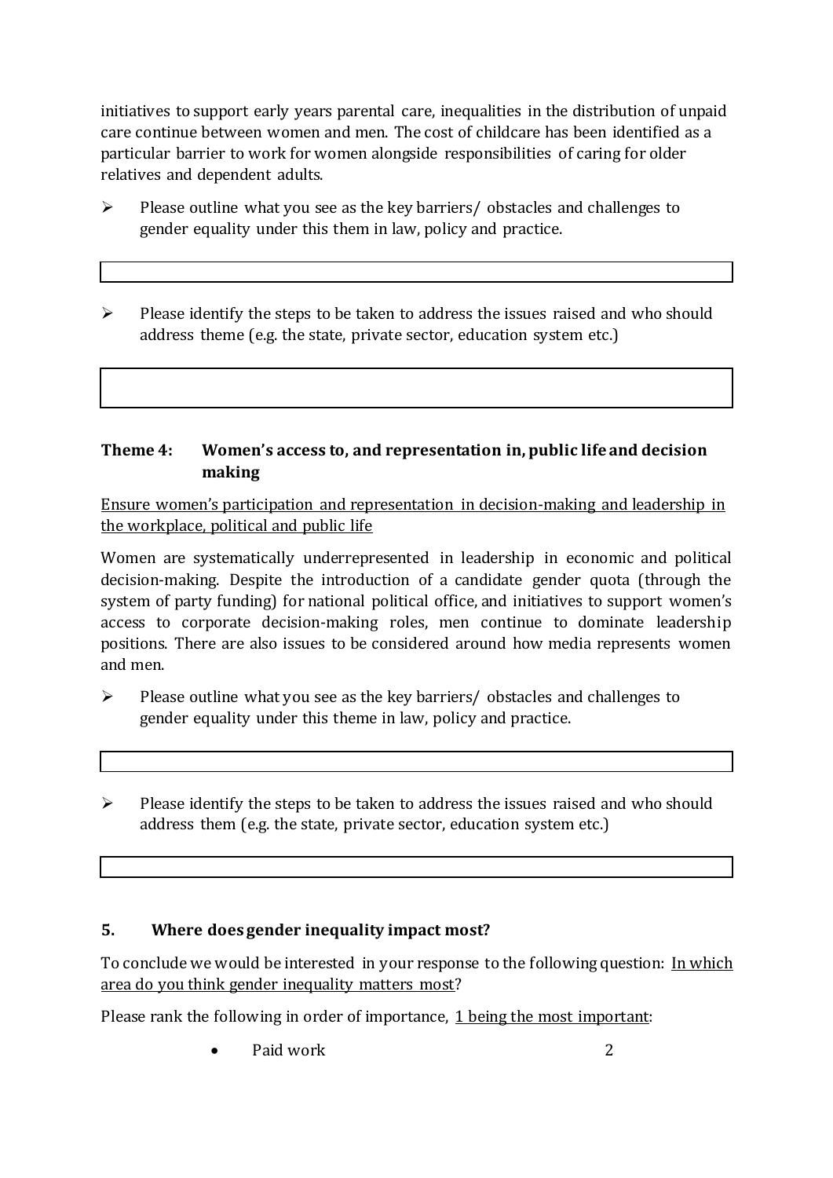initiatives to support early years parental care, inequalities in the distribution of unpaid care continue between women and men. The cost of childcare has been identified as a particular barrier to work for women alongside responsibilities of caring for older relatives and dependent adults.

- Please outline what you see as the key barriers/ obstacles and challenges to gender equality under this them in law, policy and practice.

|  |
|---|
|  |

- Please identify the steps to be taken to address the issues raised and who should address theme (e.g. the state, private sector, education system etc.)

|  |
|---|
|  |

### Theme 4: Women's access to, and representation in, public life and decision making

Ensure women's participation and representation in decision-making and leadership in the workplace, political and public life

Women are systematically underrepresented in leadership in economic and political decision-making. Despite the introduction of a candidate gender quota (through the system of party funding) for national political office, and initiatives to support women's access to corporate decision-making roles, men continue to dominate leadership positions. There are also issues to be considered around how media represents women and men.

- Please outline what you see as the key barriers/ obstacles and challenges to gender equality under this theme in law, policy and practice.

|  |
|---|
|  |

- Please identify the steps to be taken to address the issues raised and who should address them (e.g. the state, private sector, education system etc.)

|  |
|---|
|  |

## 5. Where does gender inequality impact most?

To conclude we would be interested in your response to the following question: In which area do you think gender inequality matters most?

Please rank the following in order of importance, 1 being the most important:

- Paid work 2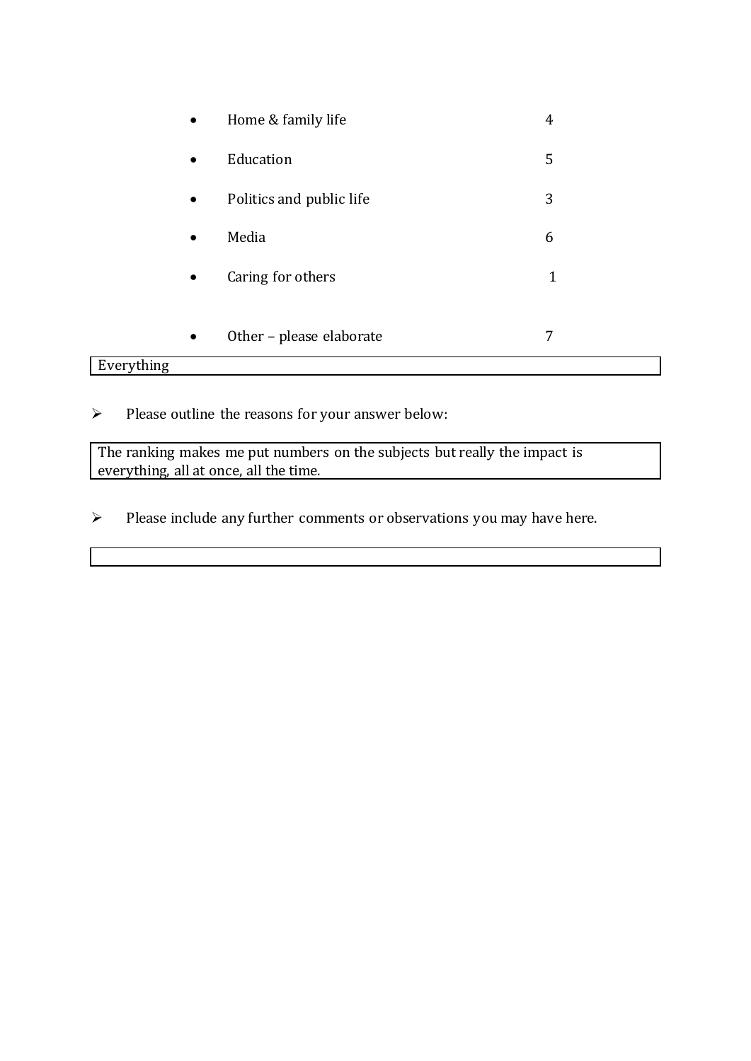- Home & family life 4
- Education 5
- Politics and public life 3
- Media 6
- Caring for others 1
- Other – please elaborate 7

| |
|---|
| Everything |

➢ Please outline the reasons for your answer below:

| |
|---|
| The ranking makes me put numbers on the subjects but really the impact is everything, all at once, all the time. |

➢ Please include any further comments or observations you may have here.

| |
|---|
| |